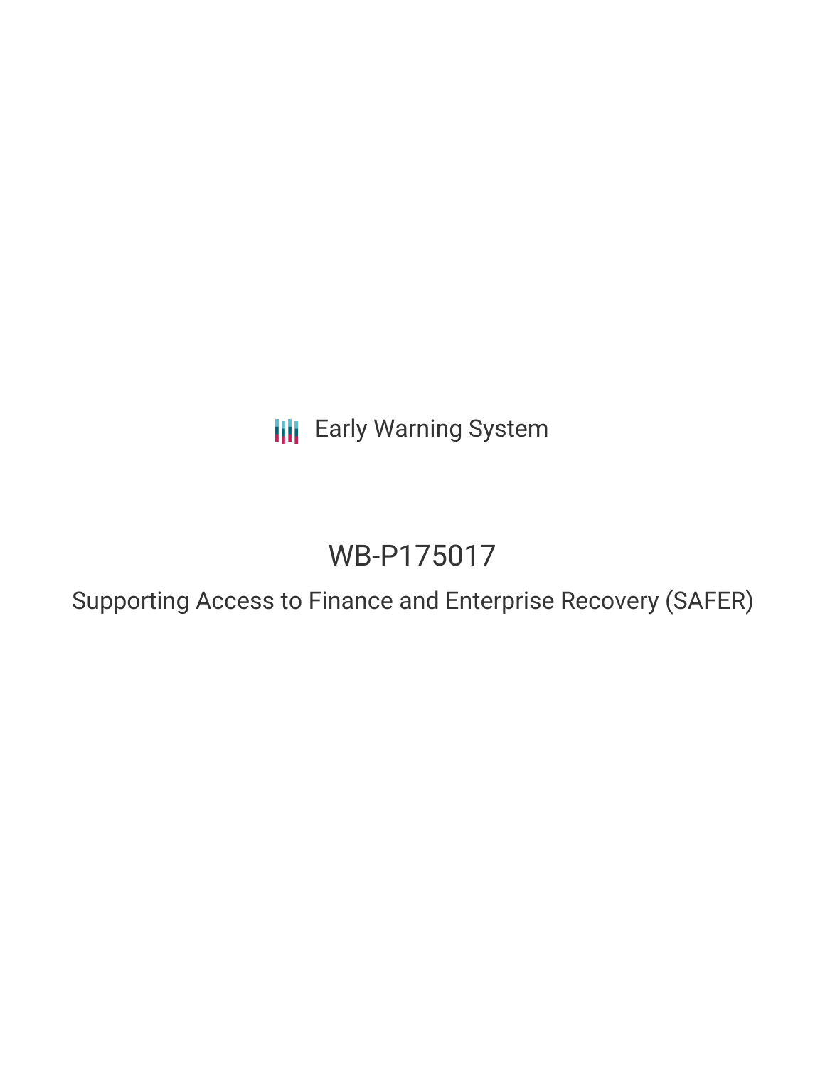Early Warning System

# WB-P175017

## Supporting Access to Finance and Enterprise Recovery (SAFER)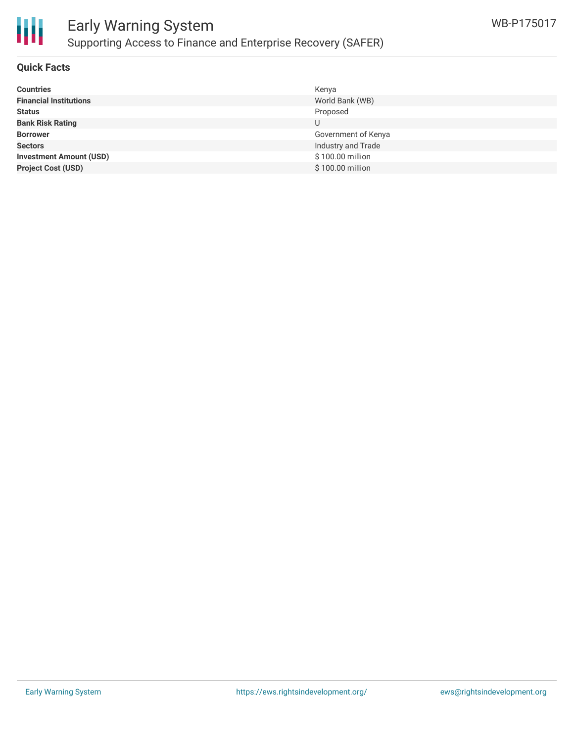## Quick Facts

| | |
|---|---|
| **Countries** | Kenya |
| **Financial Institutions** | World Bank (WB) |
| **Status** | Proposed |
| **Bank Risk Rating** | U |
| **Borrower** | Government of Kenya |
| **Sectors** | Industry and Trade |
| **Investment Amount (USD)** | $ 100.00 million |
| **Project Cost (USD)** | $ 100.00 million |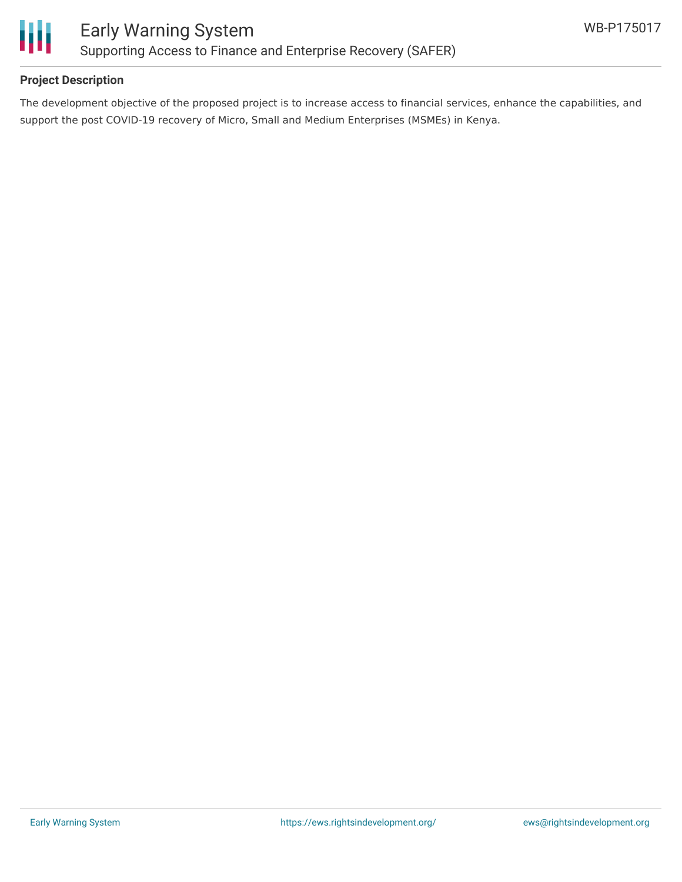## Project Description

The development objective of the proposed project is to increase access to financial services, enhance the capabilities, and support the post COVID-19 recovery of Micro, Small and Medium Enterprises (MSMEs) in Kenya.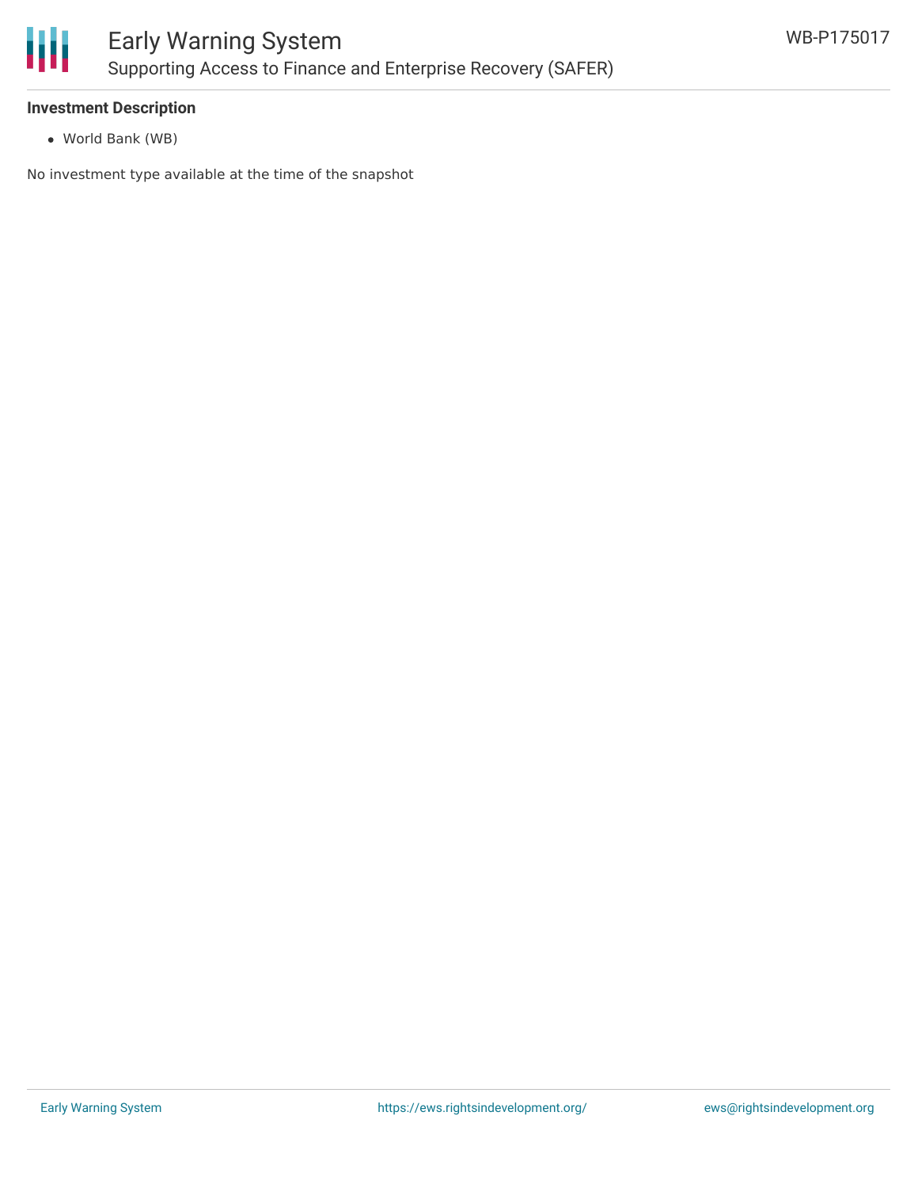**Investment Description**

- World Bank (WB)

No investment type available at the time of the snapshot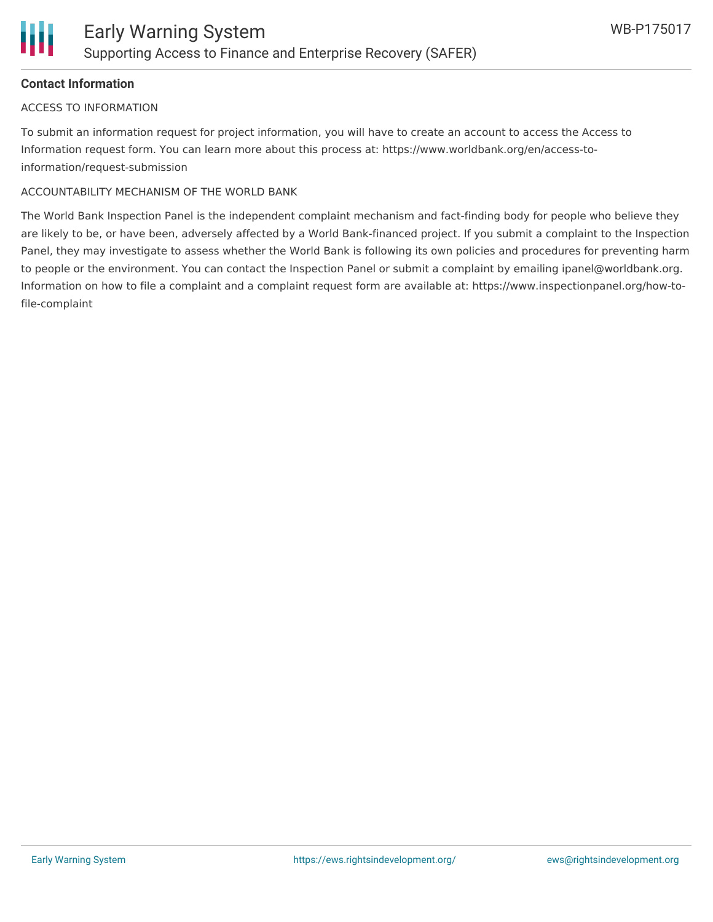**Contact Information**

ACCESS TO INFORMATION

To submit an information request for project information, you will have to create an account to access the Access to Information request form. You can learn more about this process at: https://www.worldbank.org/en/access-to-information/request-submission

ACCOUNTABILITY MECHANISM OF THE WORLD BANK

The World Bank Inspection Panel is the independent complaint mechanism and fact-finding body for people who believe they are likely to be, or have been, adversely affected by a World Bank-financed project. If you submit a complaint to the Inspection Panel, they may investigate to assess whether the World Bank is following its own policies and procedures for preventing harm to people or the environment. You can contact the Inspection Panel or submit a complaint by emailing ipanel@worldbank.org. Information on how to file a complaint and a complaint request form are available at: https://www.inspectionpanel.org/how-to-file-complaint